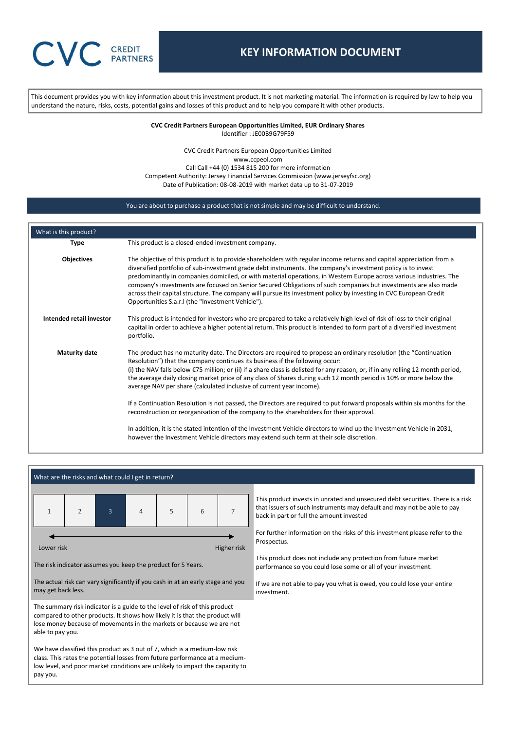# KEY INFORMATION DOCUMENT

CVC CREDIT PARTNERS

This document provides you with key information about this investment product. It is not marketing material. The information is required by law to help you understand the nature, risks, costs, potential gains and losses of this product and to help you compare it with other products.

**CVC Credit Partners European Opportunities Limited, EUR Ordinary Shares**
Identifier : JE00B9G79F59

CVC Credit Partners European Opportunities Limited
www.ccpeol.com
Call Call +44 (0) 1534 815 200 for more information
Competent Authority: Jersey Financial Services Commission (www.jerseyfsc.org)
Date of Publication: 08-08-2019 with market data up to 31-07-2019

You are about to purchase a product that is not simple and may be difficult to understand.

## What is this product?

**Type**

This product is a closed-ended investment company.

**Objectives**

The objective of this product is to provide shareholders with regular income returns and capital appreciation from a diversified portfolio of sub-investment grade debt instruments. The company's investment policy is to invest predominantly in companies domiciled, or with material operations, in Western Europe across various industries. The company's investments are focused on Senior Secured Obligations of such companies but investments are also made across their capital structure. The company will pursue its investment policy by investing in CVC European Credit Opportunities S.a.r.l (the "Investment Vehicle").

**Intended retail investor**

This product is intended for investors who are prepared to take a relatively high level of risk of loss to their original capital in order to achieve a higher potential return. This product is intended to form part of a diversified investment portfolio.

**Maturity date**

The product has no maturity date. The Directors are required to propose an ordinary resolution (the "Continuation Resolution") that the company continues its business if the following occur:
(i) the NAV falls below €75 million; or (ii) if a share class is delisted for any reason, or, if in any rolling 12 month period, the average daily closing market price of any class of Shares during such 12 month period is 10% or more below the average NAV per share (calculated inclusive of current year income).

If a Continuation Resolution is not passed, the Directors are required to put forward proposals within six months for the reconstruction or reorganisation of the company to the shareholders for their approval.

In addition, it is the stated intention of the Investment Vehicle directors to wind up the Investment Vehicle in 2031, however the Investment Vehicle directors may extend such term at their sole discretion.

## What are the risks and what could I get in return?

| 1 | 2 | **3** | 4 | 5 | 6 | 7 |
|---|---|---|---|---|---|---|

Lower risk ← → Higher risk

The risk indicator assumes you keep the product for 5 Years.

The actual risk can vary significantly if you cash in at an early stage and you may get back less.

The summary risk indicator is a guide to the level of risk of this product compared to other products. It shows how likely it is that the product will lose money because of movements in the markets or because we are not able to pay you.

We have classified this product as 3 out of 7, which is a medium-low risk class. This rates the potential losses from future performance at a medium-low level, and poor market conditions are unlikely to impact the capacity to pay you.

This product invests in unrated and unsecured debt securities. There is a risk that issuers of such instruments may default and may not be able to pay back in part or full the amount invested

For further information on the risks of this investment please refer to the Prospectus.

This product does not include any protection from future market performance so you could lose some or all of your investment.

If we are not able to pay you what is owed, you could lose your entire investment.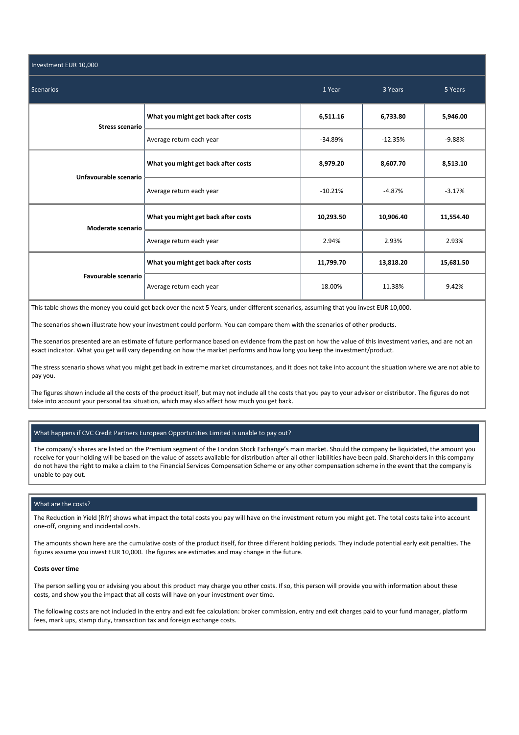| Investment EUR 10,000 | | | | |
|---|---|---|---|---|
| Scenarios | | 1 Year | 3 Years | 5 Years |
| **Stress scenario** | **What you might get back after costs** | **6,511.16** | **6,733.80** | **5,946.00** |
| | Average return each year | -34.89% | -12.35% | -9.88% |
| **Unfavourable scenario** | **What you might get back after costs** | **8,979.20** | **8,607.70** | **8,513.10** |
| | Average return each year | -10.21% | -4.87% | -3.17% |
| **Moderate scenario** | **What you might get back after costs** | **10,293.50** | **10,906.40** | **11,554.40** |
| | Average return each year | 2.94% | 2.93% | 2.93% |
| **Favourable scenario** | **What you might get back after costs** | **11,799.70** | **13,818.20** | **15,681.50** |
| | Average return each year | 18.00% | 11.38% | 9.42% |

This table shows the money you could get back over the next 5 Years, under different scenarios, assuming that you invest EUR 10,000.

The scenarios shown illustrate how your investment could perform. You can compare them with the scenarios of other products.

The scenarios presented are an estimate of future performance based on evidence from the past on how the value of this investment varies, and are not an exact indicator. What you get will vary depending on how the market performs and how long you keep the investment/product.

The stress scenario shows what you might get back in extreme market circumstances, and it does not take into account the situation where we are not able to pay you.

The figures shown include all the costs of the product itself, but may not include all the costs that you pay to your advisor or distributor. The figures do not take into account your personal tax situation, which may also affect how much you get back.

## What happens if CVC Credit Partners European Opportunities Limited is unable to pay out?

The company's shares are listed on the Premium segment of the London Stock Exchange's main market. Should the company be liquidated, the amount you receive for your holding will be based on the value of assets available for distribution after all other liabilities have been paid. Shareholders in this company do not have the right to make a claim to the Financial Services Compensation Scheme or any other compensation scheme in the event that the company is unable to pay out.

## What are the costs?

The Reduction in Yield (RIY) shows what impact the total costs you pay will have on the investment return you might get. The total costs take into account one-off, ongoing and incidental costs.

The amounts shown here are the cumulative costs of the product itself, for three different holding periods. They include potential early exit penalties. The figures assume you invest EUR 10,000. The figures are estimates and may change in the future.

**Costs over time**

The person selling you or advising you about this product may charge you other costs. If so, this person will provide you with information about these costs, and show you the impact that all costs will have on your investment over time.

The following costs are not included in the entry and exit fee calculation: broker commission, entry and exit charges paid to your fund manager, platform fees, mark ups, stamp duty, transaction tax and foreign exchange costs.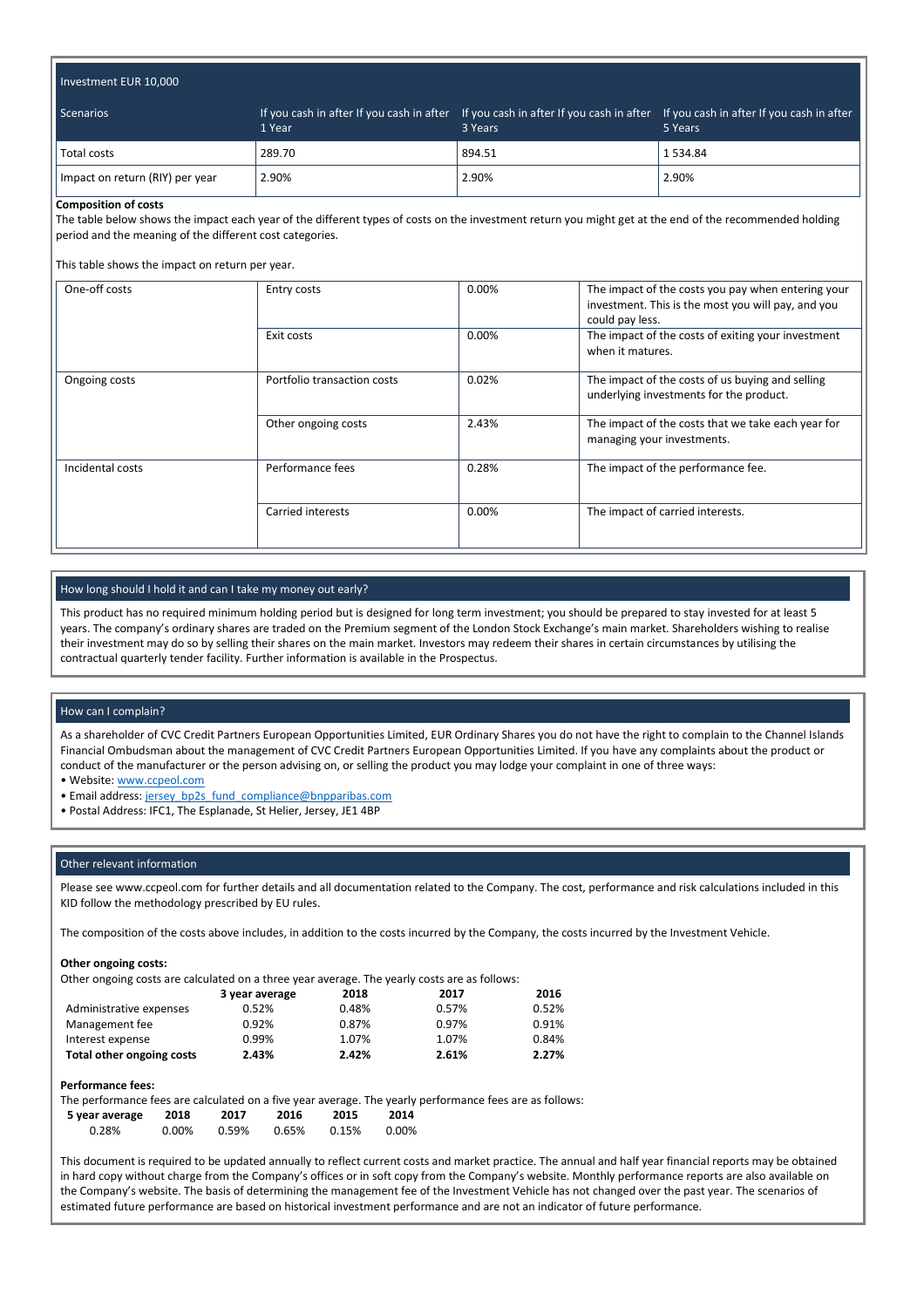| Investment EUR 10,000 | | | |
|---|---|---|---|
| Scenarios | If you cash in after If you cash in after 1 Year | If you cash in after If you cash in after 3 Years | If you cash in after If you cash in after 5 Years |
| Total costs | 289.70 | 894.51 | 1 534.84 |
| Impact on return (RIY) per year | 2.90% | 2.90% | 2.90% |

**Composition of costs**

The table below shows the impact each year of the different types of costs on the investment return you might get at the end of the recommended holding period and the meaning of the different cost categories.

This table shows the impact on return per year.

| | | | |
|---|---|---|---|
| One-off costs | Entry costs | 0.00% | The impact of the costs you pay when entering your investment. This is the most you will pay, and you could pay less. |
| | Exit costs | 0.00% | The impact of the costs of exiting your investment when it matures. |
| Ongoing costs | Portfolio transaction costs | 0.02% | The impact of the costs of us buying and selling underlying investments for the product. |
| | Other ongoing costs | 2.43% | The impact of the costs that we take each year for managing your investments. |
| Incidental costs | Performance fees | 0.28% | The impact of the performance fee. |
| | Carried interests | 0.00% | The impact of carried interests. |

## How long should I hold it and can I take my money out early?

This product has no required minimum holding period but is designed for long term investment; you should be prepared to stay invested for at least 5 years. The company's ordinary shares are traded on the Premium segment of the London Stock Exchange's main market. Shareholders wishing to realise their investment may do so by selling their shares on the main market. Investors may redeem their shares in certain circumstances by utilising the contractual quarterly tender facility. Further information is available in the Prospectus.

## How can I complain?

As a shareholder of CVC Credit Partners European Opportunities Limited, EUR Ordinary Shares you do not have the right to complain to the Channel Islands Financial Ombudsman about the management of CVC Credit Partners European Opportunities Limited. If you have any complaints about the product or conduct of the manufacturer or the person advising on, or selling the product you may lodge your complaint in one of three ways:

- Website: www.ccpeol.com
- Email address: jersey_bp2s_fund_compliance@bnpparibas.com
- Postal Address: IFC1, The Esplanade, St Helier, Jersey, JE1 4BP

## Other relevant information

Please see www.ccpeol.com for further details and all documentation related to the Company. The cost, performance and risk calculations included in this KID follow the methodology prescribed by EU rules.

The composition of the costs above includes, in addition to the costs incurred by the Company, the costs incurred by the Investment Vehicle.

**Other ongoing costs:**

Other ongoing costs are calculated on a three year average. The yearly costs are as follows:

| | 3 year average | 2018 | 2017 | 2016 |
|---|---|---|---|---|
| Administrative expenses | 0.52% | 0.48% | 0.57% | 0.52% |
| Management fee | 0.92% | 0.87% | 0.97% | 0.91% |
| Interest expense | 0.99% | 1.07% | 1.07% | 0.84% |
| **Total other ongoing costs** | **2.43%** | **2.42%** | **2.61%** | **2.27%** |

**Performance fees:**

The performance fees are calculated on a five year average. The yearly performance fees are as follows:

| 5 year average | 2018 | 2017 | 2016 | 2015 | 2014 |
|---|---|---|---|---|---|
| 0.28% | 0.00% | 0.59% | 0.65% | 0.15% | 0.00% |

This document is required to be updated annually to reflect current costs and market practice. The annual and half year financial reports may be obtained in hard copy without charge from the Company's offices or in soft copy from the Company's website. Monthly performance reports are also available on the Company's website. The basis of determining the management fee of the Investment Vehicle has not changed over the past year. The scenarios of estimated future performance are based on historical investment performance and are not an indicator of future performance.